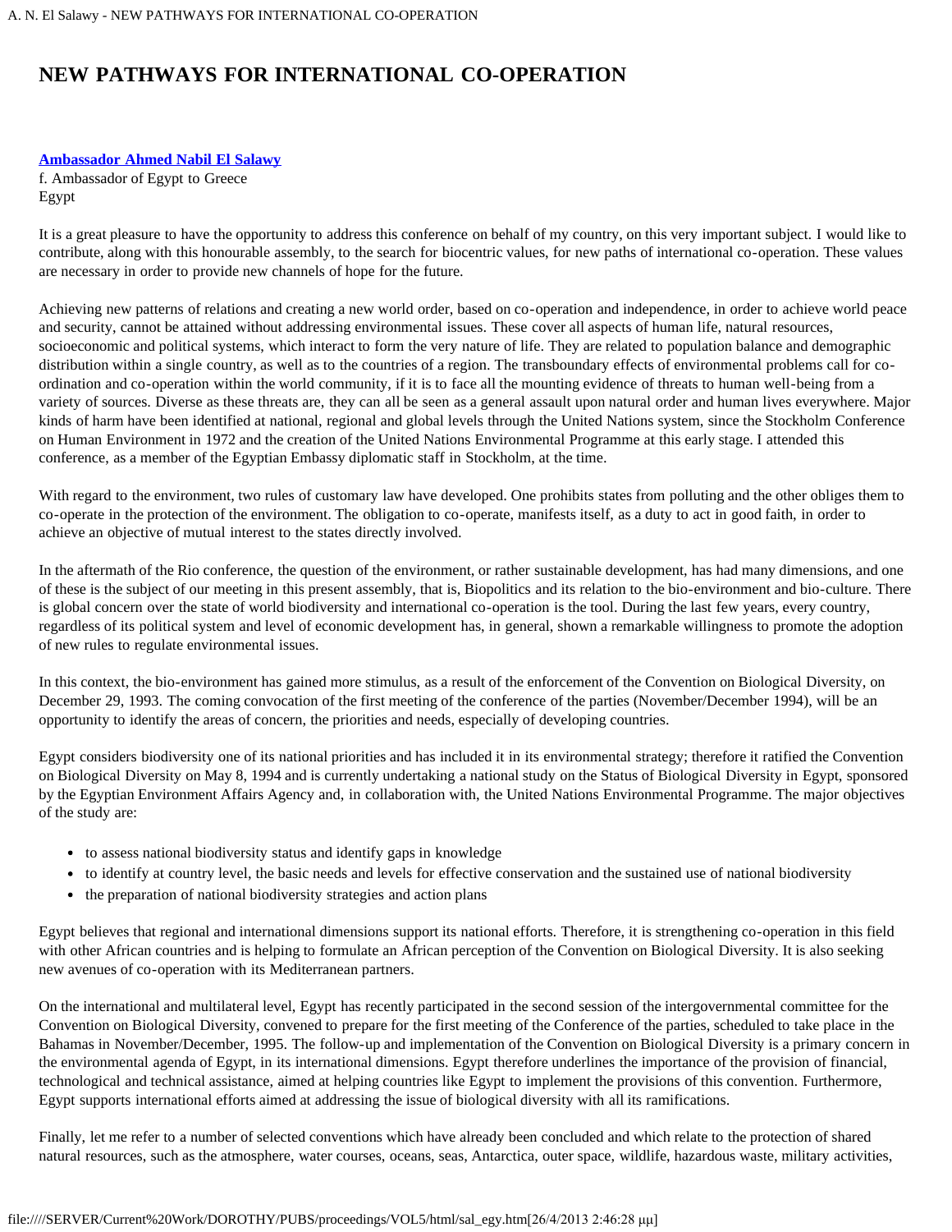# NEW PATHWAYS FOR INTERNATIONAL CO-OPERATION

**Ambassador Ahmed Nabil El Salawy**
f. Ambassador of Egypt to Greece
Egypt

It is a great pleasure to have the opportunity to address this conference on behalf of my country, on this very important subject. I would like to contribute, along with this honourable assembly, to the search for biocentric values, for new paths of international co-operation. These values are necessary in order to provide new channels of hope for the future.

Achieving new patterns of relations and creating a new world order, based on co-operation and independence, in order to achieve world peace and security, cannot be attained without addressing environmental issues. These cover all aspects of human life, natural resources, socioeconomic and political systems, which interact to form the very nature of life. They are related to population balance and demographic distribution within a single country, as well as to the countries of a region. The transboundary effects of environmental problems call for co-ordination and co-operation within the world community, if it is to face all the mounting evidence of threats to human well-being from a variety of sources. Diverse as these threats are, they can all be seen as a general assault upon natural order and human lives everywhere. Major kinds of harm have been identified at national, regional and global levels through the United Nations system, since the Stockholm Conference on Human Environment in 1972 and the creation of the United Nations Environmental Programme at this early stage. I attended this conference, as a member of the Egyptian Embassy diplomatic staff in Stockholm, at the time.

With regard to the environment, two rules of customary law have developed. One prohibits states from polluting and the other obliges them to co-operate in the protection of the environment. The obligation to co-operate, manifests itself, as a duty to act in good faith, in order to achieve an objective of mutual interest to the states directly involved.

In the aftermath of the Rio conference, the question of the environment, or rather sustainable development, has had many dimensions, and one of these is the subject of our meeting in this present assembly, that is, Biopolitics and its relation to the bio-environment and bio-culture. There is global concern over the state of world biodiversity and international co-operation is the tool. During the last few years, every country, regardless of its political system and level of economic development has, in general, shown a remarkable willingness to promote the adoption of new rules to regulate environmental issues.

In this context, the bio-environment has gained more stimulus, as a result of the enforcement of the Convention on Biological Diversity, on December 29, 1993. The coming convocation of the first meeting of the conference of the parties (November/December 1994), will be an opportunity to identify the areas of concern, the priorities and needs, especially of developing countries.

Egypt considers biodiversity one of its national priorities and has included it in its environmental strategy; therefore it ratified the Convention on Biological Diversity on May 8, 1994 and is currently undertaking a national study on the Status of Biological Diversity in Egypt, sponsored by the Egyptian Environment Affairs Agency and, in collaboration with, the United Nations Environmental Programme. The major objectives of the study are:

- to assess national biodiversity status and identify gaps in knowledge
- to identify at country level, the basic needs and levels for effective conservation and the sustained use of national biodiversity
- the preparation of national biodiversity strategies and action plans

Egypt believes that regional and international dimensions support its national efforts. Therefore, it is strengthening co-operation in this field with other African countries and is helping to formulate an African perception of the Convention on Biological Diversity. It is also seeking new avenues of co-operation with its Mediterranean partners.

On the international and multilateral level, Egypt has recently participated in the second session of the intergovernmental committee for the Convention on Biological Diversity, convened to prepare for the first meeting of the Conference of the parties, scheduled to take place in the Bahamas in November/December, 1995. The follow-up and implementation of the Convention on Biological Diversity is a primary concern in the environmental agenda of Egypt, in its international dimensions. Egypt therefore underlines the importance of the provision of financial, technological and technical assistance, aimed at helping countries like Egypt to implement the provisions of this convention. Furthermore, Egypt supports international efforts aimed at addressing the issue of biological diversity with all its ramifications.

Finally, let me refer to a number of selected conventions which have already been concluded and which relate to the protection of shared natural resources, such as the atmosphere, water courses, oceans, seas, Antarctica, outer space, wildlife, hazardous waste, military activities,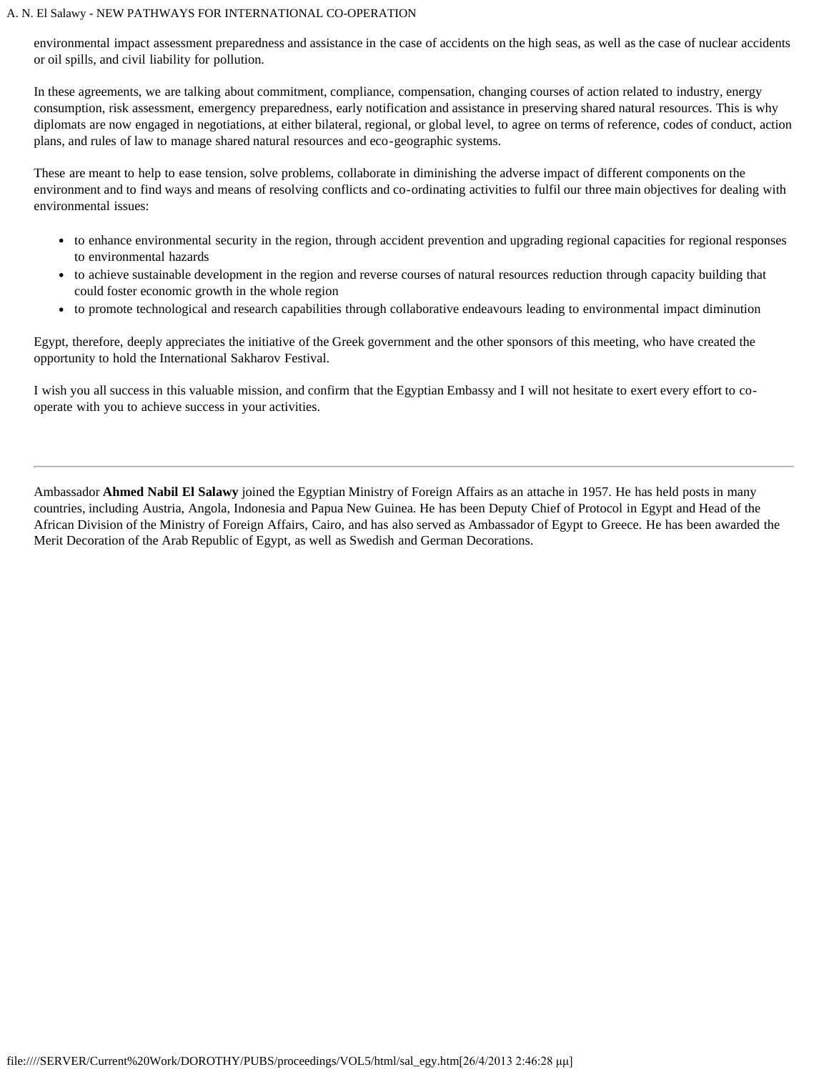environmental impact assessment preparedness and assistance in the case of accidents on the high seas, as well as the case of nuclear accidents or oil spills, and civil liability for pollution.

In these agreements, we are talking about commitment, compliance, compensation, changing courses of action related to industry, energy consumption, risk assessment, emergency preparedness, early notification and assistance in preserving shared natural resources. This is why diplomats are now engaged in negotiations, at either bilateral, regional, or global level, to agree on terms of reference, codes of conduct, action plans, and rules of law to manage shared natural resources and eco-geographic systems.

These are meant to help to ease tension, solve problems, collaborate in diminishing the adverse impact of different components on the environment and to find ways and means of resolving conflicts and co-ordinating activities to fulfil our three main objectives for dealing with environmental issues:

- to enhance environmental security in the region, through accident prevention and upgrading regional capacities for regional responses to environmental hazards
- to achieve sustainable development in the region and reverse courses of natural resources reduction through capacity building that could foster economic growth in the whole region
- to promote technological and research capabilities through collaborative endeavours leading to environmental impact diminution

Egypt, therefore, deeply appreciates the initiative of the Greek government and the other sponsors of this meeting, who have created the opportunity to hold the International Sakharov Festival.

I wish you all success in this valuable mission, and confirm that the Egyptian Embassy and I will not hesitate to exert every effort to co-operate with you to achieve success in your activities.

---

Ambassador **Ahmed Nabil El Salawy** joined the Egyptian Ministry of Foreign Affairs as an attache in 1957. He has held posts in many countries, including Austria, Angola, Indonesia and Papua New Guinea. He has been Deputy Chief of Protocol in Egypt and Head of the African Division of the Ministry of Foreign Affairs, Cairo, and has also served as Ambassador of Egypt to Greece. He has been awarded the Merit Decoration of the Arab Republic of Egypt, as well as Swedish and German Decorations.